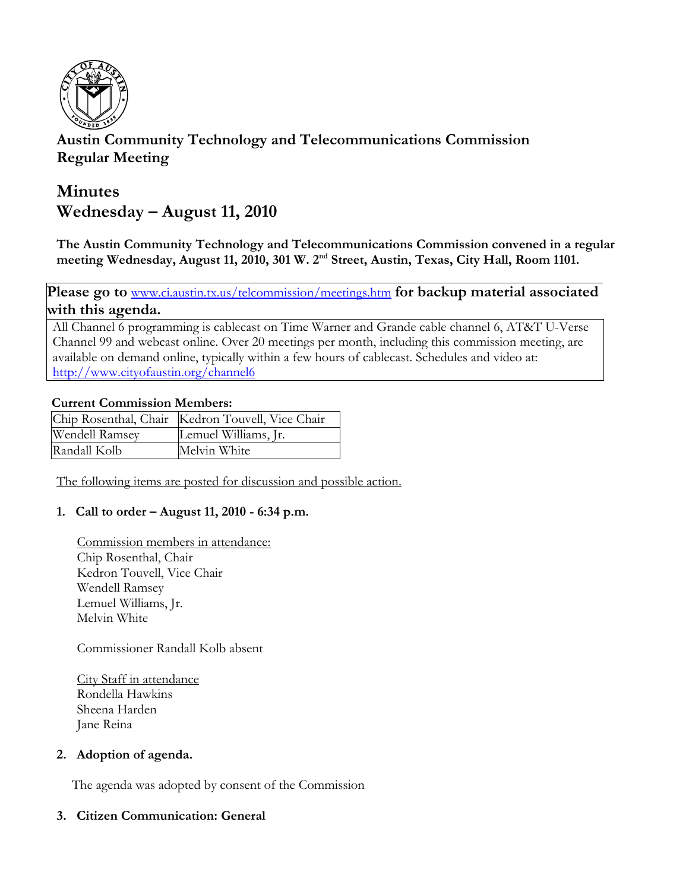# Austin Community Technology and Telecommunications Commission
## Regular Meeting

# Minutes
# Wednesday – August 11, 2010

**The Austin Community Technology and Telecommunications Commission convened in a regular meeting Wednesday, August 11, 2010, 301 W. 2nd Street, Austin, Texas, City Hall, Room 1101.**

**Please go to** www.ci.austin.tx.us/telcommission/meetings.htm **for backup material associated with this agenda.**

All Channel 6 programming is cablecast on Time Warner and Grande cable channel 6, AT&T U-Verse Channel 99 and webcast online. Over 20 meetings per month, including this commission meeting, are available on demand online, typically within a few hours of cablecast. Schedules and video at: http://www.cityofaustin.org/channel6

**Current Commission Members:**

| Chip Rosenthal, Chair | Kedron Touvell, Vice Chair |
|---|---|
| Wendell Ramsey | Lemuel Williams, Jr. |
| Randall Kolb | Melvin White |

The following items are posted for discussion and possible action.

**1. Call to order – August 11, 2010 - 6:34 p.m.**

Commission members in attendance:
Chip Rosenthal, Chair
Kedron Touvell, Vice Chair
Wendell Ramsey
Lemuel Williams, Jr.
Melvin White

Commissioner Randall Kolb absent

City Staff in attendance
Rondella Hawkins
Sheena Harden
Jane Reina

**2. Adoption of agenda.**

The agenda was adopted by consent of the Commission

**3. Citizen Communication: General**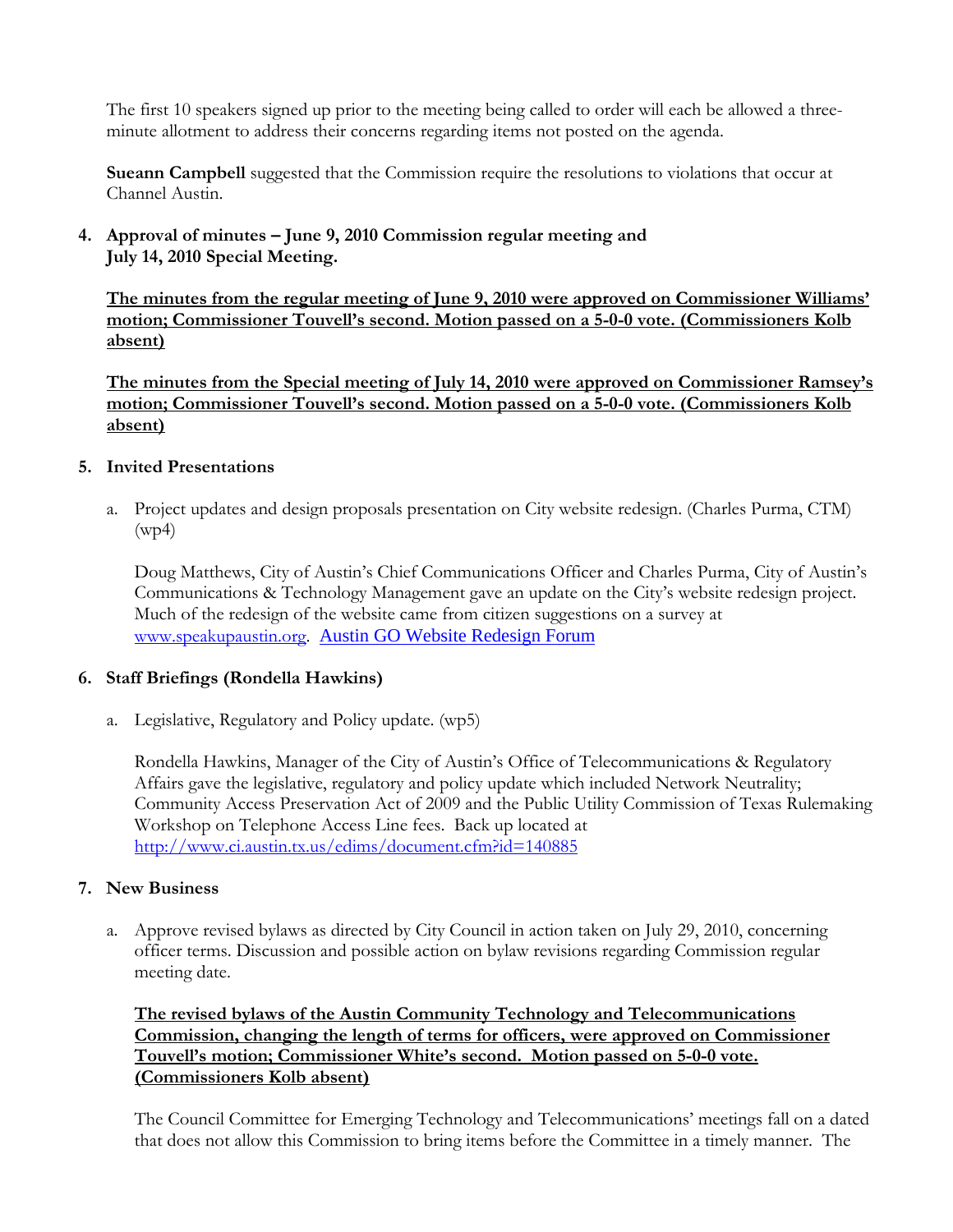The first 10 speakers signed up prior to the meeting being called to order will each be allowed a three-minute allotment to address their concerns regarding items not posted on the agenda.

**Sueann Campbell** suggested that the Commission require the resolutions to violations that occur at Channel Austin.

**4. Approval of minutes – June 9, 2010 Commission regular meeting and July 14, 2010 Special Meeting.**

**The minutes from the regular meeting of June 9, 2010 were approved on Commissioner Williams' motion; Commissioner Touvell's second. Motion passed on a 5-0-0 vote. (Commissioners Kolb absent)**

**The minutes from the Special meeting of July 14, 2010 were approved on Commissioner Ramsey's motion; Commissioner Touvell's second. Motion passed on a 5-0-0 vote. (Commissioners Kolb absent)**

**5. Invited Presentations**

a. Project updates and design proposals presentation on City website redesign. (Charles Purma, CTM) (wp4)

Doug Matthews, City of Austin's Chief Communications Officer and Charles Purma, City of Austin's Communications & Technology Management gave an update on the City's website redesign project. Much of the redesign of the website came from citizen suggestions on a survey at www.speakupaustin.org. Austin GO Website Redesign Forum

**6. Staff Briefings (Rondella Hawkins)**

a. Legislative, Regulatory and Policy update. (wp5)

Rondella Hawkins, Manager of the City of Austin's Office of Telecommunications & Regulatory Affairs gave the legislative, regulatory and policy update which included Network Neutrality; Community Access Preservation Act of 2009 and the Public Utility Commission of Texas Rulemaking Workshop on Telephone Access Line fees. Back up located at http://www.ci.austin.tx.us/edims/document.cfm?id=140885

**7. New Business**

a. Approve revised bylaws as directed by City Council in action taken on July 29, 2010, concerning officer terms. Discussion and possible action on bylaw revisions regarding Commission regular meeting date.

**The revised bylaws of the Austin Community Technology and Telecommunications Commission, changing the length of terms for officers, were approved on Commissioner Touvell's motion; Commissioner White's second. Motion passed on 5-0-0 vote. (Commissioners Kolb absent)**

The Council Committee for Emerging Technology and Telecommunications' meetings fall on a dated that does not allow this Commission to bring items before the Committee in a timely manner. The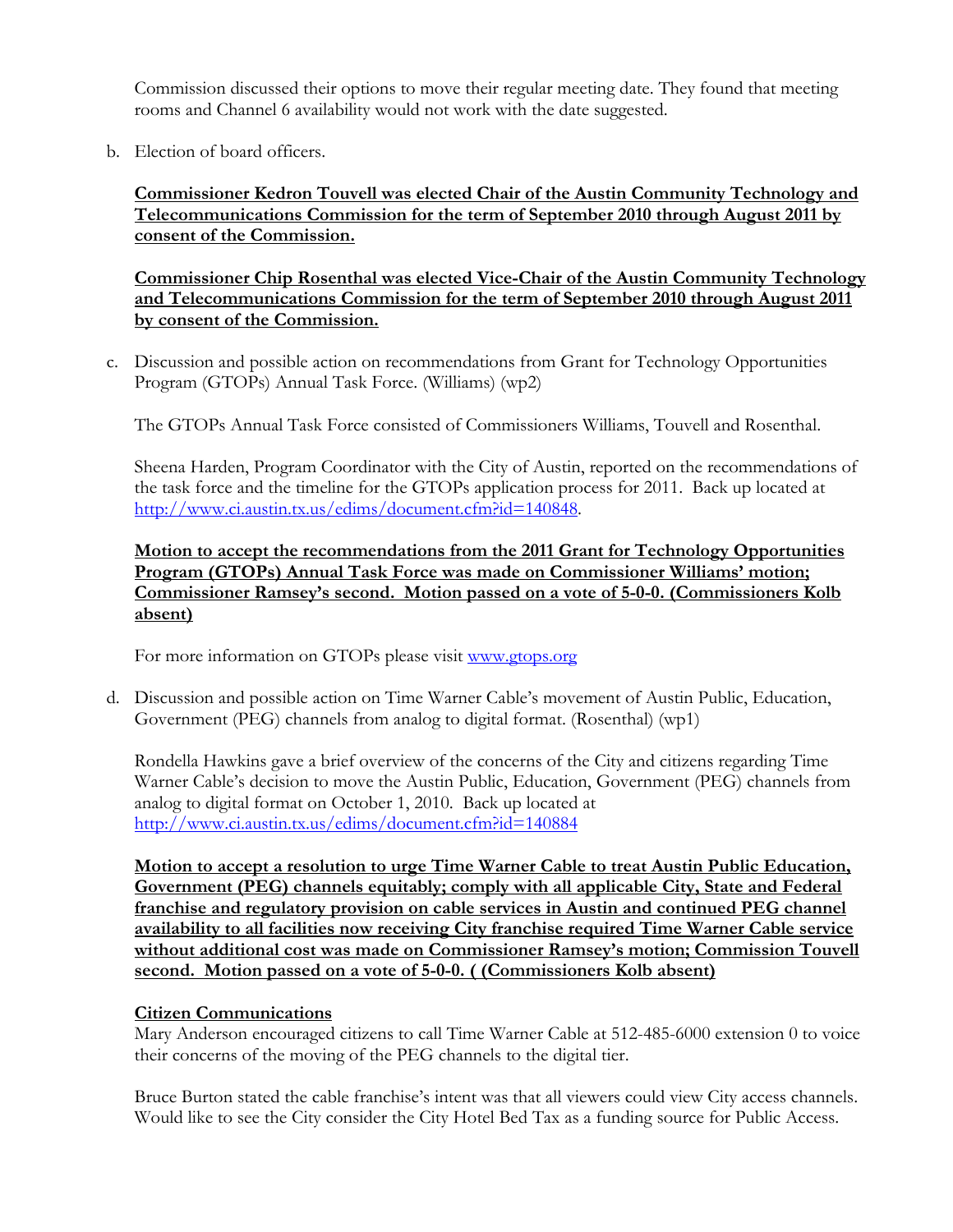Commission discussed their options to move their regular meeting date. They found that meeting rooms and Channel 6 availability would not work with the date suggested.

b. Election of board officers.

**Commissioner Kedron Touvell was elected Chair of the Austin Community Technology and Telecommunications Commission for the term of September 2010 through August 2011 by consent of the Commission.**

**Commissioner Chip Rosenthal was elected Vice-Chair of the Austin Community Technology and Telecommunications Commission for the term of September 2010 through August 2011 by consent of the Commission.**

c. Discussion and possible action on recommendations from Grant for Technology Opportunities Program (GTOPs) Annual Task Force. (Williams) (wp2)

The GTOPs Annual Task Force consisted of Commissioners Williams, Touvell and Rosenthal.

Sheena Harden, Program Coordinator with the City of Austin, reported on the recommendations of the task force and the timeline for the GTOPs application process for 2011. Back up located at http://www.ci.austin.tx.us/edims/document.cfm?id=140848.

**Motion to accept the recommendations from the 2011 Grant for Technology Opportunities Program (GTOPs) Annual Task Force was made on Commissioner Williams' motion; Commissioner Ramsey's second. Motion passed on a vote of 5-0-0. (Commissioners Kolb absent)**

For more information on GTOPs please visit www.gtops.org

d. Discussion and possible action on Time Warner Cable's movement of Austin Public, Education, Government (PEG) channels from analog to digital format. (Rosenthal) (wp1)

Rondella Hawkins gave a brief overview of the concerns of the City and citizens regarding Time Warner Cable's decision to move the Austin Public, Education, Government (PEG) channels from analog to digital format on October 1, 2010. Back up located at http://www.ci.austin.tx.us/edims/document.cfm?id=140884

**Motion to accept a resolution to urge Time Warner Cable to treat Austin Public Education, Government (PEG) channels equitably; comply with all applicable City, State and Federal franchise and regulatory provision on cable services in Austin and continued PEG channel availability to all facilities now receiving City franchise required Time Warner Cable service without additional cost was made on Commissioner Ramsey's motion; Commission Touvell second. Motion passed on a vote of 5-0-0. ( (Commissioners Kolb absent)**

**Citizen Communications**

Mary Anderson encouraged citizens to call Time Warner Cable at 512-485-6000 extension 0 to voice their concerns of the moving of the PEG channels to the digital tier.

Bruce Burton stated the cable franchise's intent was that all viewers could view City access channels. Would like to see the City consider the City Hotel Bed Tax as a funding source for Public Access.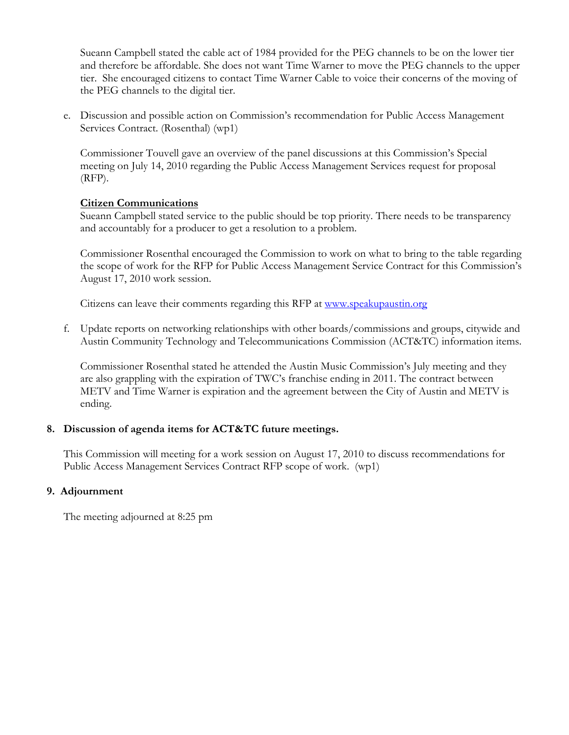Sueann Campbell stated the cable act of 1984 provided for the PEG channels to be on the lower tier and therefore be affordable. She does not want Time Warner to move the PEG channels to the upper tier. She encouraged citizens to contact Time Warner Cable to voice their concerns of the moving of the PEG channels to the digital tier.

e. Discussion and possible action on Commission's recommendation for Public Access Management Services Contract. (Rosenthal) (wp1)

Commissioner Touvell gave an overview of the panel discussions at this Commission's Special meeting on July 14, 2010 regarding the Public Access Management Services request for proposal (RFP).

**Citizen Communications**

Sueann Campbell stated service to the public should be top priority. There needs to be transparency and accountably for a producer to get a resolution to a problem.

Commissioner Rosenthal encouraged the Commission to work on what to bring to the table regarding the scope of work for the RFP for Public Access Management Service Contract for this Commission's August 17, 2010 work session.

Citizens can leave their comments regarding this RFP at www.speakupaustin.org

f. Update reports on networking relationships with other boards/commissions and groups, citywide and Austin Community Technology and Telecommunications Commission (ACT&TC) information items.

Commissioner Rosenthal stated he attended the Austin Music Commission's July meeting and they are also grappling with the expiration of TWC's franchise ending in 2011. The contract between METV and Time Warner is expiration and the agreement between the City of Austin and METV is ending.

**8. Discussion of agenda items for ACT&TC future meetings.**

This Commission will meeting for a work session on August 17, 2010 to discuss recommendations for Public Access Management Services Contract RFP scope of work. (wp1)

**9. Adjournment**

The meeting adjourned at 8:25 pm